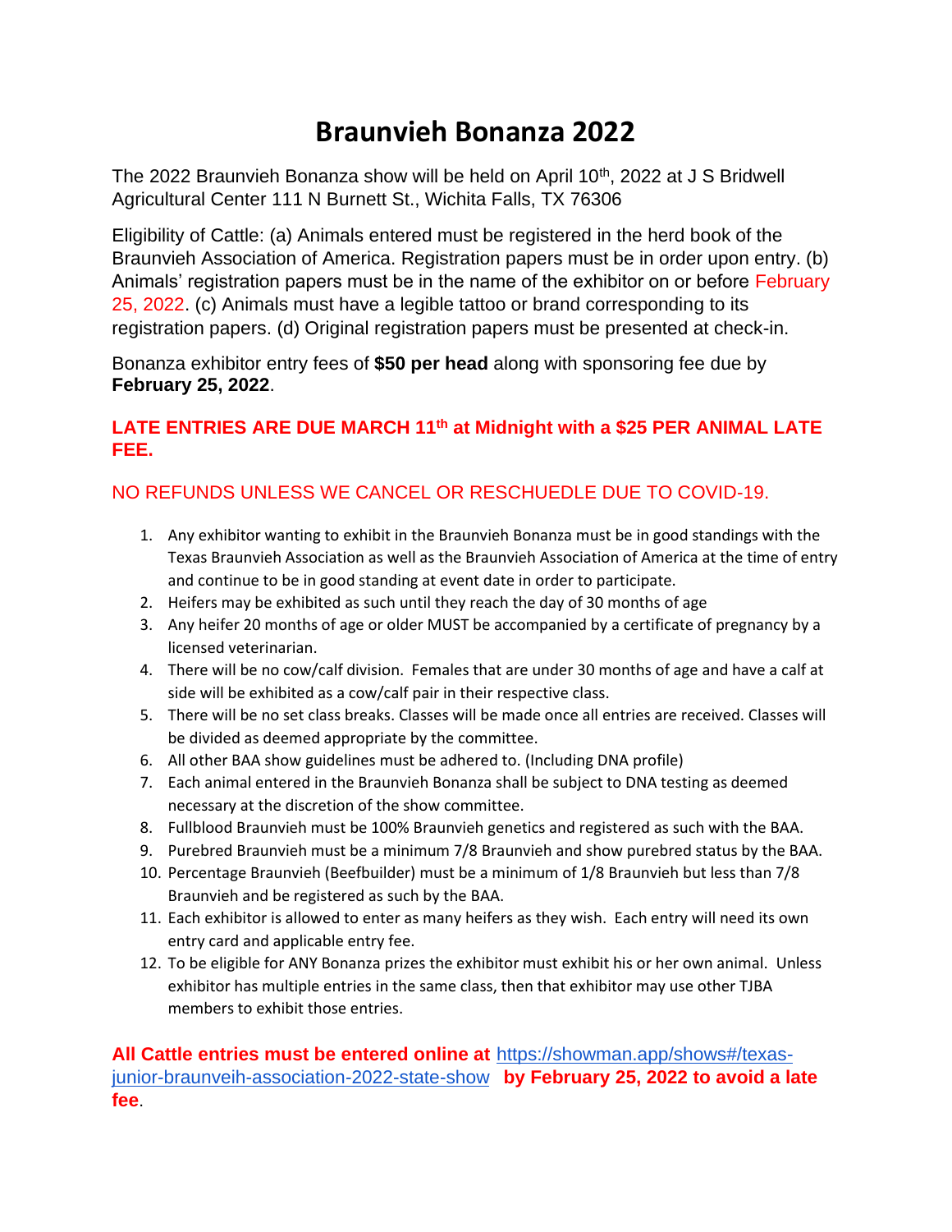# Braunvieh Bonanza 2022

The 2022 Braunvieh Bonanza show will be held on April 10th, 2022 at J S Bridwell Agricultural Center 111 N Burnett St., Wichita Falls, TX 76306

Eligibility of Cattle: (a) Animals entered must be registered in the herd book of the Braunvieh Association of America. Registration papers must be in order upon entry. (b) Animals' registration papers must be in the name of the exhibitor on or before February 25, 2022. (c) Animals must have a legible tattoo or brand corresponding to its registration papers. (d) Original registration papers must be presented at check-in.

Bonanza exhibitor entry fees of **$50 per head** along with sponsoring fee due by **February 25, 2022**.

**LATE ENTRIES ARE DUE MARCH 11th at Midnight with a $25 PER ANIMAL LATE FEE.**

NO REFUNDS UNLESS WE CANCEL OR RESCHUEDLE DUE TO COVID-19.

1. Any exhibitor wanting to exhibit in the Braunvieh Bonanza must be in good standings with the Texas Braunvieh Association as well as the Braunvieh Association of America at the time of entry and continue to be in good standing at event date in order to participate.
2. Heifers may be exhibited as such until they reach the day of 30 months of age
3. Any heifer 20 months of age or older MUST be accompanied by a certificate of pregnancy by a licensed veterinarian.
4. There will be no cow/calf division. Females that are under 30 months of age and have a calf at side will be exhibited as a cow/calf pair in their respective class.
5. There will be no set class breaks. Classes will be made once all entries are received. Classes will be divided as deemed appropriate by the committee.
6. All other BAA show guidelines must be adhered to. (Including DNA profile)
7. Each animal entered in the Braunvieh Bonanza shall be subject to DNA testing as deemed necessary at the discretion of the show committee.
8. Fullblood Braunvieh must be 100% Braunvieh genetics and registered as such with the BAA.
9. Purebred Braunvieh must be a minimum 7/8 Braunvieh and show purebred status by the BAA.
10. Percentage Braunvieh (Beefbuilder) must be a minimum of 1/8 Braunvieh but less than 7/8 Braunvieh and be registered as such by the BAA.
11. Each exhibitor is allowed to enter as many heifers as they wish. Each entry will need its own entry card and applicable entry fee.
12. To be eligible for ANY Bonanza prizes the exhibitor must exhibit his or her own animal. Unless exhibitor has multiple entries in the same class, then that exhibitor may use other TJBA members to exhibit those entries.

**All Cattle entries must be entered online at** [https://showman.app/shows#/texas-junior-braunveih-association-2022-state-show](https://showman.app/shows#/texas-junior-braunveih-association-2022-state-show) **by February 25, 2022 to avoid a late fee**.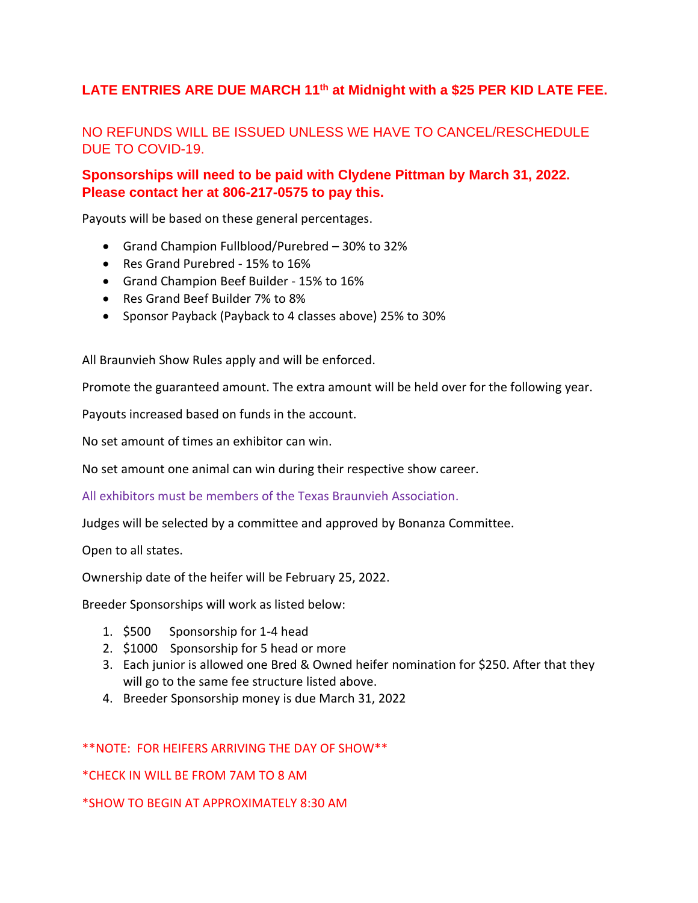**LATE ENTRIES ARE DUE MARCH 11th at Midnight with a $25 PER KID LATE FEE.**

NO REFUNDS WILL BE ISSUED UNLESS WE HAVE TO CANCEL/RESCHEDULE DUE TO COVID-19.

**Sponsorships will need to be paid with Clydene Pittman by March 31, 2022. Please contact her at 806-217-0575 to pay this.**

Payouts will be based on these general percentages.

- Grand Champion Fullblood/Purebred – 30% to 32%
- Res Grand Purebred - 15% to 16%
- Grand Champion Beef Builder - 15% to 16%
- Res Grand Beef Builder 7% to 8%
- Sponsor Payback (Payback to 4 classes above) 25% to 30%

All Braunvieh Show Rules apply and will be enforced.

Promote the guaranteed amount. The extra amount will be held over for the following year.

Payouts increased based on funds in the account.

No set amount of times an exhibitor can win.

No set amount one animal can win during their respective show career.

All exhibitors must be members of the Texas Braunvieh Association.

Judges will be selected by a committee and approved by Bonanza Committee.

Open to all states.

Ownership date of the heifer will be February 25, 2022.

Breeder Sponsorships will work as listed below:

1. $500 Sponsorship for 1-4 head
2. $1000 Sponsorship for 5 head or more
3. Each junior is allowed one Bred & Owned heifer nomination for $250. After that they will go to the same fee structure listed above.
4. Breeder Sponsorship money is due March 31, 2022

**NOTE: FOR HEIFERS ARRIVING THE DAY OF SHOW**

*CHECK IN WILL BE FROM 7AM TO 8 AM

*SHOW TO BEGIN AT APPROXIMATELY 8:30 AM